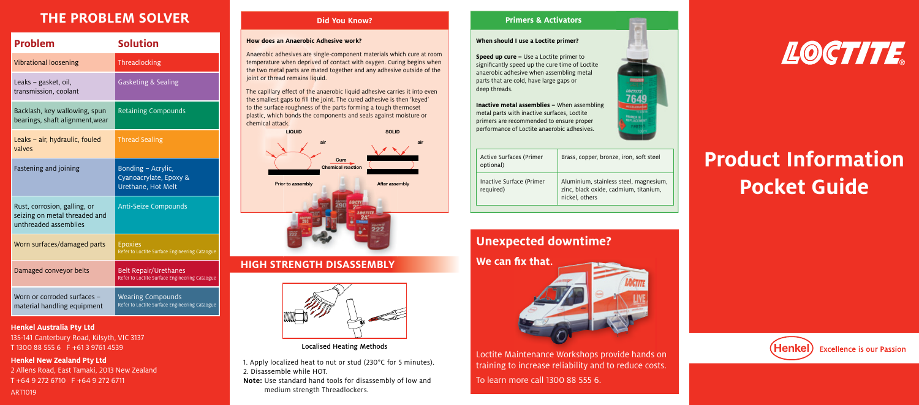# THE PROBLEM SOLVER

| Problem | Solution |
|---|---|
| Vibrational loosening | Threadlocking |
| Leaks – gasket, oil, transmission, coolant | Gasketing & Sealing |
| Backlash, key wallowing, spun bearings, shaft alignment,wear | Retaining Compounds |
| Leaks – air, hydraulic, fouled valves | Thread Sealing |
| Fastening and joining | Bonding – Acrylic, Cyanoacrylate, Epoxy & Urethane, Hot Melt |
| Rust, corrosion, galling, or seizing on metal threaded and unthreaded assemblies | Anti-Seize Compounds |
| Worn surfaces/damaged parts | Epoxies Refer to Loctite Surface Engineering Cataogue |
| Damaged conveyor belts | Belt Repair/Urethanes Refer to Loctite Surface Engineering Cataogue |
| Worn or corroded surfaces – material handling equipment | Wearing Compounds Refer to Loctite Surface Engineering Cataogue |

**Henkel Australia Pty Ltd**
135-141 Canterbury Road, Kilsyth, VIC 3137
T 1300 88 555 6 F +61 3 9761 4539

**Henkel New Zealand Pty Ltd**
2 Allens Road, East Tamaki, 2013 New Zealand
T +64 9 272 6710 F +64 9 272 6711

ART1019

## Did You Know?

**How does an Anaerobic Adhesive work?**

Anaerobic adhesives are single-component materials which cure at room temperature when deprived of contact with oxygen. Curing begins when the two metal parts are mated together and any adhesive outside of the joint or thread remains liquid.

The capillary effect of the anaerobic liquid adhesive carries it into even the smallest gaps to fill the joint. The cured adhesive is then 'keyed' to the surface roughness of the parts forming a tough thermoset plastic, which bonds the components and seals against moisture or chemical attack.

LIQUID — air — Prior to assembly — Cure Chemical reaction — SOLID — air — After assembly

## HIGH STRENGTH DISASSEMBLY

Localised Heating Methods

1. Apply localized heat to nut or stud (230°C for 5 minutes).
2. Disassemble while HOT.

**Note:** Use standard hand tools for disassembly of low and medium strength Threadlockers.

## Primers & Activators

**When should I use a Loctite primer?**

**Speed up cure –** Use a Loctite primer to significantly speed up the cure time of Loctite anaerobic adhesive when assembling metal parts that are cold, have large gaps or deep threads.

**Inactive metal assemblies –** When assembling metal parts with inactive surfaces, Loctite primers are recommended to ensure proper performance of Loctite anaerobic adhesives.

| Active Surfaces (Primer optional) | Brass, copper, bronze, iron, soft steel |
|---|---|
| Inactive Surface (Primer required) | Aluminium, stainless steel, magnesium, zinc, black oxide, cadmium, titanium, nickel, others |

## Unexpected downtime?

**We can fix that.**

Loctite Maintenance Workshops provide hands on training to increase reliability and to reduce costs.

To learn more call 1300 88 555 6.

LOCTITE®

# Product Information Pocket Guide

Henkel — Excellence is our Passion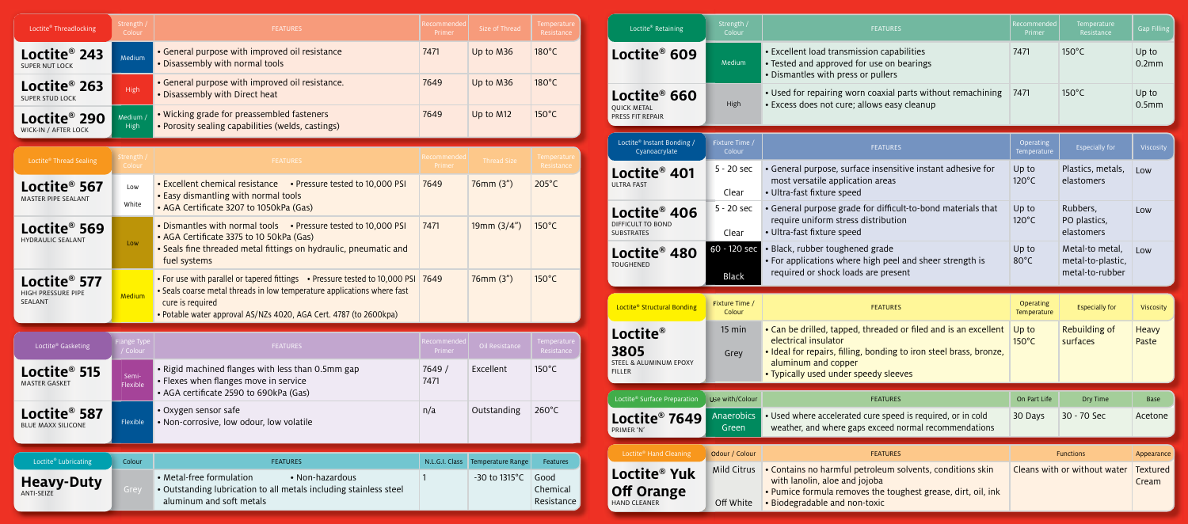| Loctite® Threadlocking | Strength / Colour | FEATURES | Recommended Primer | Size of Thread | Temperature Resistance |
|---|---|---|---|---|---|
| **Loctite® 243** SUPER NUT LOCK | Medium | • General purpose with improved oil resistance • Disassembly with normal tools | 7471 | Up to M36 | 180°C |
| **Loctite® 263** SUPER STUD LOCK | High | • General purpose with improved oil resistance. • Disassembly with Direct heat | 7649 | Up to M36 | 180°C |
| **Loctite® 290** WICK-IN / AFTER LOCK | Medium / High | • Wicking grade for preassembled fasteners • Porosity sealing capabilities (welds, castings) | 7649 | Up to M12 | 150°C |

| Loctite® Thread Sealing | Strength / Colour | FEATURES | Recommended Primer | Thread Size | Temperature Resistance |
|---|---|---|---|---|---|
| **Loctite® 567** MASTER PIPE SEALANT | Low White | • Excellent chemical resistance • Pressure tested to 10,000 PSI • Easy dismantling with normal tools • AGA Certificate 3207 to 1050kPa (Gas) | 7649 | 76mm (3") | 205°C |
| **Loctite® 569** HYDRAULIC SEALANT | Low | • Dismantles with normal tools • Pressure tested to 10,000 PSI • AGA Certificate 3375 to 10 50kPa (Gas) • Seals fine threaded metal fittings on hydraulic, pneumatic and fuel systems | 7471 | 19mm (3/4") | 150°C |
| **Loctite® 577** HIGH PRESSURE PIPE SEALANT | Medium | • For use with parallel or tapered fittings • Pressure tested to 10,000 PSI • Seals coarse metal threads in low temperature applications where fast cure is required • Potable water approval AS/NZs 4020, AGA Cert. 4787 (to 2600kpa) | 7649 | 76mm (3") | 150°C |

| Loctite® Gasketing | Flange Type / Colour | FEATURES | Recommended Primer | Oil Resistance | Temperature Resistance |
|---|---|---|---|---|---|
| **Loctite® 515** MASTER GASKET | Semi-Flexible | • Rigid machined flanges with less than 0.5mm gap • Flexes when flanges move in service • AGA certificate 2590 to 690kPa (Gas) | 7649 / 7471 | Excellent | 150°C |
| **Loctite® 587** BLUE MAXX SILICONE | Flexible | • Oxygen sensor safe • Non-corrosive, low odour, low volatile | n/a | Outstanding | 260°C |

| Loctite® Lubricating | Colour | FEATURES | N.L.G.I. Class | Temperature Range | Features |
|---|---|---|---|---|---|
| **Heavy-Duty** ANTI-SEIZE | Grey | • Metal-free formulation • Non-hazardous • Outstanding lubrication to all metals including stainless steel aluminum and soft metals | 1 | -30 to 1315°C | Good Chemical Resistance |

| Loctite® Retaining | Strength / Colour | FEATURES | Recommended Primer | Temperature Resistance | Gap Filling |
|---|---|---|---|---|---|
| **Loctite® 609** | Medium | • Excellent load transmission capabilities • Tested and approved for use on bearings • Dismantles with press or pullers | 7471 | 150°C | Up to 0.2mm |
| **Loctite® 660** QUICK METAL PRESS FIT REPAIR | High | • Used for repairing worn coaxial parts without remachining • Excess does not cure; allows easy cleanup | 7471 | 150°C | Up to 0.5mm |

| Loctite® Instant Bonding / Cyanoacrylate | Fixture Time / Colour | FEATURES | Operating Temperature | Especially for | Viscosity |
|---|---|---|---|---|---|
| **Loctite® 401** ULTRA FAST | 5 - 20 sec Clear | • General purpose, surface insensitive instant adhesive for most versatile application areas • Ultra-fast fixture speed | Up to 120°C | Plastics, metals, elastomers | Low |
| **Loctite® 406** DIFFICULT TO BOND SUBSTRATES | 5 - 20 sec Clear | • General purpose grade for difficult-to-bond materials that require uniform stress distribution • Ultra-fast fixture speed | Up to 120°C | Rubbers, PO plastics, elastomers | Low |
| **Loctite® 480** TOUGHENED | 60 - 120 sec Black | • Black, rubber toughened grade • For applications where high peel and sheer strength is required or shock loads are present | Up to 80°C | Metal-to metal, metal-to-plastic, metal-to-rubber | Low |

| Loctite® Structural Bonding | Fixture Time / Colour | FEATURES | Operating Temperature | Especially for | Viscosity |
|---|---|---|---|---|---|
| **Loctite® 3805** STEEL & ALUMINUM EPOXY FILLER | 15 min Grey | • Can be drilled, tapped, threaded or filed and is an excellent electrical insulator • Ideal for repairs, filling, bonding to iron steel brass, bronze, aluminum and copper • Typically used under speedy sleeves | Up to 150°C | Rebuilding of surfaces | Heavy Paste |

| Loctite® Surface Preparation | Use with/Colour | FEATURES | On Part Life | Dry Time | Base |
|---|---|---|---|---|---|
| **Loctite® 7649** PRIMER 'N' | Anaerobics Green | • Used where accelerated cure speed is required, or in cold weather, and where gaps exceed normal recommendations | 30 Days | 30 - 70 Sec | Acetone |

| Loctite® Hand Cleaning | Odour / Colour | FEATURES | Functions | Appearance |
|---|---|---|---|---|
| **Loctite® Yuk Off Orange** HAND CLEANER | Mild Citrus Off White | • Contains no harmful petroleum solvents, conditions skin with lanolin, aloe and jojoba • Pumice formula removes the toughest grease, dirt, oil, ink • Biodegradable and non-toxic | Cleans with or without water | Textured Cream |